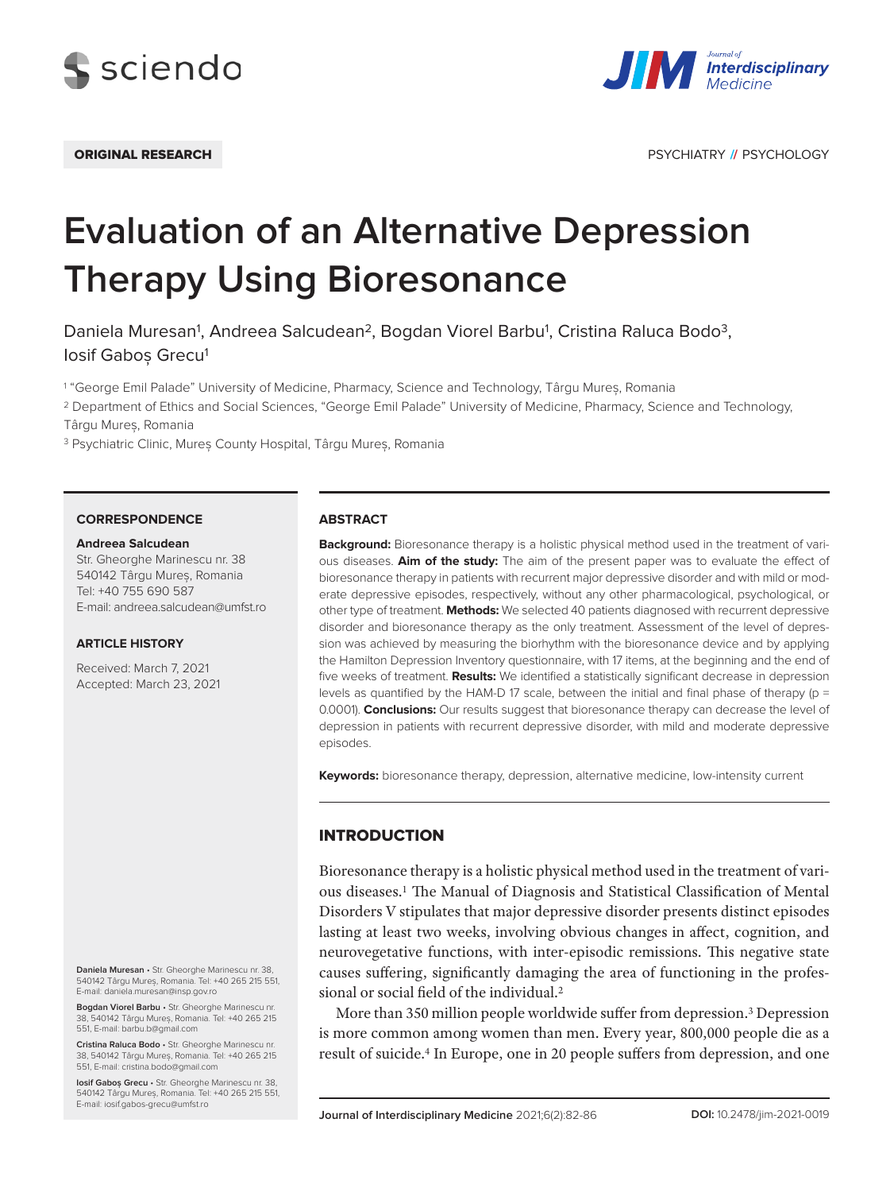ORIGINAL RESEARCH

PSYCHIATRY // PSYCHOLOGY

# Evaluation of an Alternative Depression Therapy Using Bioresonance

Daniela Muresan[1], Andreea Salcudean[2], Bogdan Viorel Barbu[1], Cristina Raluca Bodo[3], Iosif Gaboș Grecu[1]

[1] "George Emil Palade" University of Medicine, Pharmacy, Science and Technology, Târgu Mureș, Romania

[2] Department of Ethics and Social Sciences, "George Emil Palade" University of Medicine, Pharmacy, Science and Technology, Târgu Mureș, Romania

[3] Psychiatric Clinic, Mureș County Hospital, Târgu Mureș, Romania

### CORRESPONDENCE

**Andreea Salcudean**
Str. Gheorghe Marinescu nr. 38
540142 Târgu Mureș, Romania
Tel: +40 755 690 587
E-mail: andreea.salcudean@umfst.ro

### ARTICLE HISTORY

Received: March 7, 2021
Accepted: March 23, 2021

**Daniela Muresan** • Str. Gheorghe Marinescu nr. 38, 540142 Târgu Mureș, Romania. Tel: +40 265 215 551, E-mail: daniela.muresan@insp.gov.ro

**Bogdan Viorel Barbu** • Str. Gheorghe Marinescu nr. 38, 540142 Târgu Mureș, Romania. Tel: +40 265 215 551, E-mail: barbu.b@gmail.com

**Cristina Raluca Bodo** • Str. Gheorghe Marinescu nr. 38, 540142 Târgu Mureș, Romania. Tel: +40 265 215 551, E-mail: cristina.bodo@gmail.com

**Iosif Gaboș Grecu** • Str. Gheorghe Marinescu nr. 38, 540142 Târgu Mureș, Romania. Tel: +40 265 215 551, E-mail: iosif.gabos-grecu@umfst.ro

## ABSTRACT

**Background:** Bioresonance therapy is a holistic physical method used in the treatment of various diseases. **Aim of the study:** The aim of the present paper was to evaluate the effect of bioresonance therapy in patients with recurrent major depressive disorder and with mild or moderate depressive episodes, respectively, without any other pharmacological, psychological, or other type of treatment. **Methods:** We selected 40 patients diagnosed with recurrent depressive disorder and bioresonance therapy as the only treatment. Assessment of the level of depression was achieved by measuring the biorhythm with the bioresonance device and by applying the Hamilton Depression Inventory questionnaire, with 17 items, at the beginning and the end of five weeks of treatment. **Results:** We identified a statistically significant decrease in depression levels as quantified by the HAM-D 17 scale, between the initial and final phase of therapy ($p = 0.0001$). **Conclusions:** Our results suggest that bioresonance therapy can decrease the level of depression in patients with recurrent depressive disorder, with mild and moderate depressive episodes.

**Keywords:** bioresonance therapy, depression, alternative medicine, low-intensity current

## INTRODUCTION

Bioresonance therapy is a holistic physical method used in the treatment of various diseases.[1] The Manual of Diagnosis and Statistical Classification of Mental Disorders V stipulates that major depressive disorder presents distinct episodes lasting at least two weeks, involving obvious changes in affect, cognition, and neurovegetative functions, with inter-episodic remissions. This negative state causes suffering, significantly damaging the area of functioning in the professional or social field of the individual.[2]

More than 350 million people worldwide suffer from depression.[3] Depression is more common among women than men. Every year, 800,000 people die as a result of suicide.[4] In Europe, one in 20 people suffers from depression, and one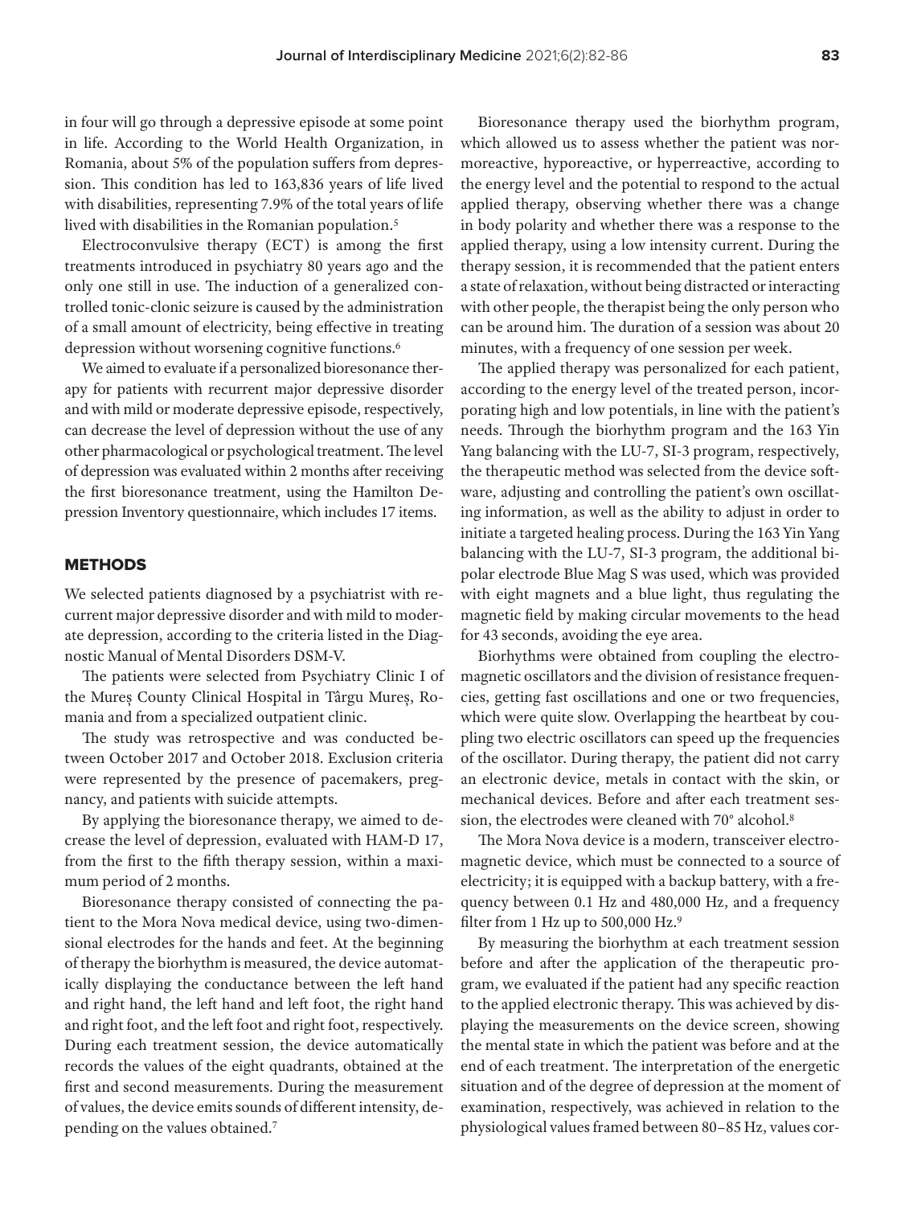in four will go through a depressive episode at some point in life. According to the World Health Organization, in Romania, about 5% of the population suffers from depression. This condition has led to 163,836 years of life lived with disabilities, representing 7.9% of the total years of life lived with disabilities in the Romanian population.[5]

Electroconvulsive therapy (ECT) is among the first treatments introduced in psychiatry 80 years ago and the only one still in use. The induction of a generalized controlled tonic-clonic seizure is caused by the administration of a small amount of electricity, being effective in treating depression without worsening cognitive functions.[6]

We aimed to evaluate if a personalized bioresonance therapy for patients with recurrent major depressive disorder and with mild or moderate depressive episode, respectively, can decrease the level of depression without the use of any other pharmacological or psychological treatment. The level of depression was evaluated within 2 months after receiving the first bioresonance treatment, using the Hamilton Depression Inventory questionnaire, which includes 17 items.

## METHODS

We selected patients diagnosed by a psychiatrist with recurrent major depressive disorder and with mild to moderate depression, according to the criteria listed in the Diagnostic Manual of Mental Disorders DSM-V.

The patients were selected from Psychiatry Clinic I of the Mureș County Clinical Hospital in Târgu Mureș, Romania and from a specialized outpatient clinic.

The study was retrospective and was conducted between October 2017 and October 2018. Exclusion criteria were represented by the presence of pacemakers, pregnancy, and patients with suicide attempts.

By applying the bioresonance therapy, we aimed to decrease the level of depression, evaluated with HAM-D 17, from the first to the fifth therapy session, within a maximum period of 2 months.

Bioresonance therapy consisted of connecting the patient to the Mora Nova medical device, using two-dimensional electrodes for the hands and feet. At the beginning of therapy the biorhythm is measured, the device automatically displaying the conductance between the left hand and right hand, the left hand and left foot, the right hand and right foot, and the left foot and right foot, respectively. During each treatment session, the device automatically records the values of the eight quadrants, obtained at the first and second measurements. During the measurement of values, the device emits sounds of different intensity, depending on the values obtained.[7]

Bioresonance therapy used the biorhythm program, which allowed us to assess whether the patient was normoreactive, hyporeactive, or hyperreactive, according to the energy level and the potential to respond to the actual applied therapy, observing whether there was a change in body polarity and whether there was a response to the applied therapy, using a low intensity current. During the therapy session, it is recommended that the patient enters a state of relaxation, without being distracted or interacting with other people, the therapist being the only person who can be around him. The duration of a session was about 20 minutes, with a frequency of one session per week.

The applied therapy was personalized for each patient, according to the energy level of the treated person, incorporating high and low potentials, in line with the patient's needs. Through the biorhythm program and the 163 Yin Yang balancing with the LU-7, SI-3 program, respectively, the therapeutic method was selected from the device software, adjusting and controlling the patient's own oscillating information, as well as the ability to adjust in order to initiate a targeted healing process. During the 163 Yin Yang balancing with the LU-7, SI-3 program, the additional bipolar electrode Blue Mag S was used, which was provided with eight magnets and a blue light, thus regulating the magnetic field by making circular movements to the head for 43 seconds, avoiding the eye area.

Biorhythms were obtained from coupling the electromagnetic oscillators and the division of resistance frequencies, getting fast oscillations and one or two frequencies, which were quite slow. Overlapping the heartbeat by coupling two electric oscillators can speed up the frequencies of the oscillator. During therapy, the patient did not carry an electronic device, metals in contact with the skin, or mechanical devices. Before and after each treatment session, the electrodes were cleaned with 70° alcohol.[8]

The Mora Nova device is a modern, transceiver electromagnetic device, which must be connected to a source of electricity; it is equipped with a backup battery, with a frequency between 0.1 Hz and 480,000 Hz, and a frequency filter from 1 Hz up to 500,000 Hz.[9]

By measuring the biorhythm at each treatment session before and after the application of the therapeutic program, we evaluated if the patient had any specific reaction to the applied electronic therapy. This was achieved by displaying the measurements on the device screen, showing the mental state in which the patient was before and at the end of each treatment. The interpretation of the energetic situation and of the degree of depression at the moment of examination, respectively, was achieved in relation to the physiological values framed between 80–85 Hz, values cor-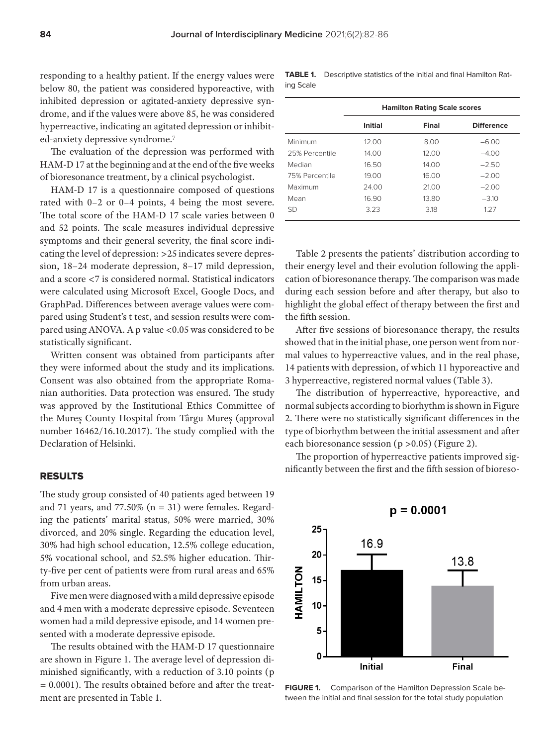responding to a healthy patient. If the energy values were below 80, the patient was considered hyporeactive, with inhibited depression or agitated-anxiety depressive syndrome, and if the values were above 85, he was considered hyperreactive, indicating an agitated depression or inhibited-anxiety depressive syndrome.[7]

The evaluation of the depression was performed with HAM-D 17 at the beginning and at the end of the five weeks of bioresonance treatment, by a clinical psychologist.

HAM-D 17 is a questionnaire composed of questions rated with 0–2 or 0–4 points, 4 being the most severe. The total score of the HAM-D 17 scale varies between 0 and 52 points. The scale measures individual depressive symptoms and their general severity, the final score indicating the level of depression: >25 indicates severe depression, 18–24 moderate depression, 8–17 mild depression, and a score <7 is considered normal. Statistical indicators were calculated using Microsoft Excel, Google Docs, and GraphPad. Differences between average values were compared using Student's t test, and session results were compared using ANOVA. A p value <0.05 was considered to be statistically significant.

Written consent was obtained from participants after they were informed about the study and its implications. Consent was also obtained from the appropriate Romanian authorities. Data protection was ensured. The study was approved by the Institutional Ethics Committee of the Mureș County Hospital from Târgu Mureș (approval number 16462/16.10.2017). The study complied with the Declaration of Helsinki.

## RESULTS

The study group consisted of 40 patients aged between 19 and 71 years, and 77.50% (n = 31) were females. Regarding the patients' marital status, 50% were married, 30% divorced, and 20% single. Regarding the education level, 30% had high school education, 12.5% college education, 5% vocational school, and 52.5% higher education. Thirty-five per cent of patients were from rural areas and 65% from urban areas.

Five men were diagnosed with a mild depressive episode and 4 men with a moderate depressive episode. Seventeen women had a mild depressive episode, and 14 women presented with a moderate depressive episode.

The results obtained with the HAM-D 17 questionnaire are shown in Figure 1. The average level of depression diminished significantly, with a reduction of 3.10 points (p = 0.0001). The results obtained before and after the treatment are presented in Table 1.

**TABLE 1.** Descriptive statistics of the initial and final Hamilton Rating Scale

| | Hamilton Rating Scale scores | | |
|---|---|---|---|
| | Initial | Final | Difference |
| Minimum | 12.00 | 8.00 | −6.00 |
| 25% Percentile | 14.00 | 12.00 | −4.00 |
| Median | 16.50 | 14.00 | −2.50 |
| 75% Percentile | 19.00 | 16.00 | −2.00 |
| Maximum | 24.00 | 21.00 | −2.00 |
| Mean | 16.90 | 13.80 | −3.10 |
| SD | 3.23 | 3.18 | 1.27 |

Table 2 presents the patients' distribution according to their energy level and their evolution following the application of bioresonance therapy. The comparison was made during each session before and after therapy, but also to highlight the global effect of therapy between the first and the fifth session.

After five sessions of bioresonance therapy, the results showed that in the initial phase, one person went from normal values to hyperreactive values, and in the real phase, 14 patients with depression, of which 11 hyporeactive and 3 hyperreactive, registered normal values (Table 3).

The distribution of hyperreactive, hyporeactive, and normal subjects according to biorhythm is shown in Figure 2. There were no statistically significant differences in the type of biorhythm between the initial assessment and after each bioresonance session (p >0.05) (Figure 2).

The proportion of hyperreactive patients improved significantly between the first and the fifth session of bioreso-

**FIGURE 1.** Comparison of the Hamilton Depression Scale between the initial and final session for the total study population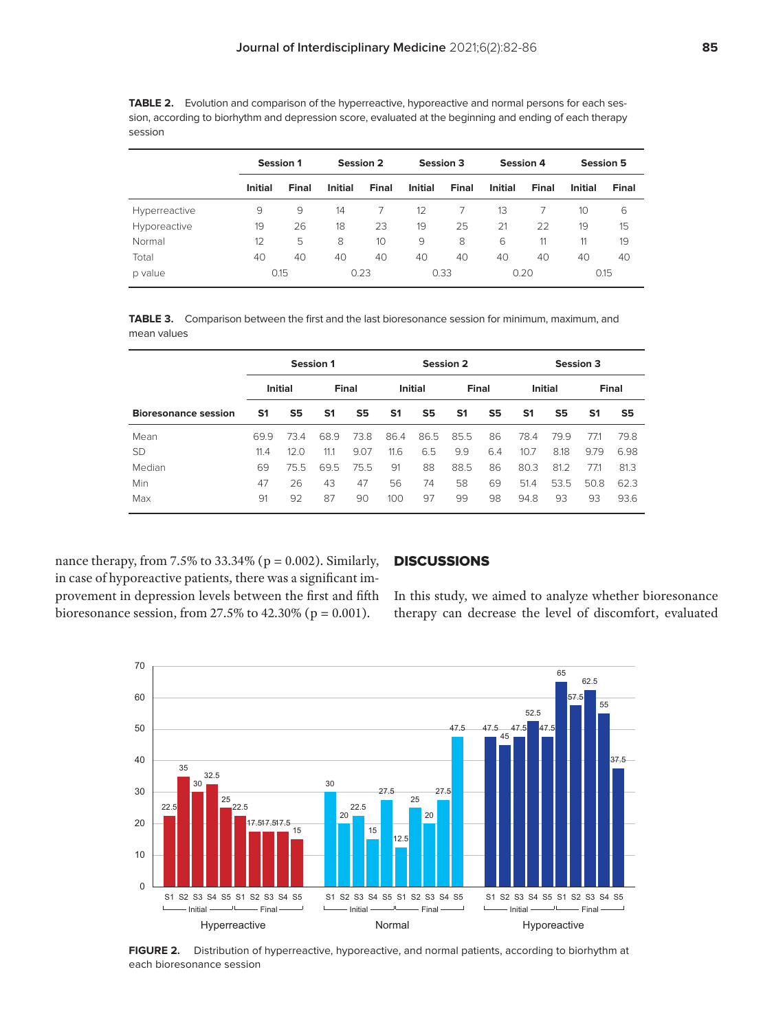**TABLE 2.** Evolution and comparison of the hyperreactive, hyporeactive and normal persons for each session, according to biorhythm and depression score, evaluated at the beginning and ending of each therapy session

| | Session 1 | | Session 2 | | Session 3 | | Session 4 | | Session 5 | |
|---|---|---|---|---|---|---|---|---|---|---|
| | Initial | Final | Initial | Final | Initial | Final | Initial | Final | Initial | Final |
| Hyperreactive | 9 | 9 | 14 | 7 | 12 | 7 | 13 | 7 | 10 | 6 |
| Hyporeactive | 19 | 26 | 18 | 23 | 19 | 25 | 21 | 22 | 19 | 15 |
| Normal | 12 | 5 | 8 | 10 | 9 | 8 | 6 | 11 | 11 | 19 |
| Total | 40 | 40 | 40 | 40 | 40 | 40 | 40 | 40 | 40 | 40 |
| p value | 0.15 | | 0.23 | | 0.33 | | 0.20 | | 0.15 | |

**TABLE 3.** Comparison between the first and the last bioresonance session for minimum, maximum, and mean values

| | Session 1 | | | | Session 2 | | | | Session 3 | | | |
|---|---|---|---|---|---|---|---|---|---|---|---|---|
| | Initial | | Final | | Initial | | Final | | Initial | | Final | |
| Bioresonance session | S1 | S5 | S1 | S5 | S1 | S5 | S1 | S5 | S1 | S5 | S1 | S5 |
| Mean | 69.9 | 73.4 | 68.9 | 73.8 | 86.4 | 86.5 | 85.5 | 86 | 78.4 | 79.9 | 77.1 | 79.8 |
| SD | 11.4 | 12.0 | 11.1 | 9.07 | 11.6 | 6.5 | 9.9 | 6.4 | 10.7 | 8.18 | 9.79 | 6.98 |
| Median | 69 | 75.5 | 69.5 | 75.5 | 91 | 88 | 88.5 | 86 | 80.3 | 81.2 | 77.1 | 81.3 |
| Min | 47 | 26 | 43 | 47 | 56 | 74 | 58 | 69 | 51.4 | 53.5 | 50.8 | 62.3 |
| Max | 91 | 92 | 87 | 90 | 100 | 97 | 99 | 98 | 94.8 | 93 | 93 | 93.6 |

nance therapy, from 7.5% to 33.34% (p = 0.002). Similarly, in case of hyporeactive patients, there was a significant improvement in depression levels between the first and fifth bioresonance session, from 27.5% to 42.30% (p = 0.001).

## DISCUSSIONS

In this study, we aimed to analyze whether bioresonance therapy can decrease the level of discomfort, evaluated

**FIGURE 2.** Distribution of hyperreactive, hyporeactive, and normal patients, according to biorhythm at each bioresonance session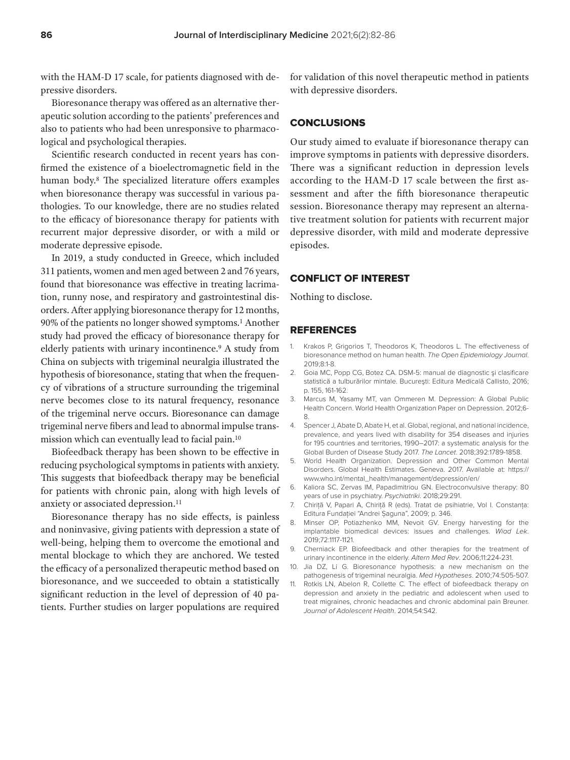with the HAM-D 17 scale, for patients diagnosed with depressive disorders.

Bioresonance therapy was offered as an alternative therapeutic solution according to the patients' preferences and also to patients who had been unresponsive to pharmacological and psychological therapies.

Scientific research conducted in recent years has confirmed the existence of a bioelectromagnetic field in the human body.[8] The specialized literature offers examples when bioresonance therapy was successful in various pathologies. To our knowledge, there are no studies related to the efficacy of bioresonance therapy for patients with recurrent major depressive disorder, or with a mild or moderate depressive episode.

In 2019, a study conducted in Greece, which included 311 patients, women and men aged between 2 and 76 years, found that bioresonance was effective in treating lacrimation, runny nose, and respiratory and gastrointestinal disorders. After applying bioresonance therapy for 12 months, 90% of the patients no longer showed symptoms.[1] Another study had proved the efficacy of bioresonance therapy for elderly patients with urinary incontinence.[9] A study from China on subjects with trigeminal neuralgia illustrated the hypothesis of bioresonance, stating that when the frequency of vibrations of a structure surrounding the trigeminal nerve becomes close to its natural frequency, resonance of the trigeminal nerve occurs. Bioresonance can damage trigeminal nerve fibers and lead to abnormal impulse transmission which can eventually lead to facial pain.[10]

Biofeedback therapy has been shown to be effective in reducing psychological symptoms in patients with anxiety. This suggests that biofeedback therapy may be beneficial for patients with chronic pain, along with high levels of anxiety or associated depression.[11]

Bioresonance therapy has no side effects, is painless and noninvasive, giving patients with depression a state of well-being, helping them to overcome the emotional and mental blockage to which they are anchored. We tested the efficacy of a personalized therapeutic method based on bioresonance, and we succeeded to obtain a statistically significant reduction in the level of depression of 40 patients. Further studies on larger populations are required for validation of this novel therapeutic method in patients with depressive disorders.

## CONCLUSIONS

Our study aimed to evaluate if bioresonance therapy can improve symptoms in patients with depressive disorders. There was a significant reduction in depression levels according to the HAM-D 17 scale between the first assessment and after the fifth bioresonance therapeutic session. Bioresonance therapy may represent an alternative treatment solution for patients with recurrent major depressive disorder, with mild and moderate depressive episodes.

## CONFLICT OF INTEREST

Nothing to disclose.

## REFERENCES

1. Krakos P, Grigorios T, Theodoros K, Theodoros L. The effectiveness of bioresonance method on human health. *The Open Epidemiology Journal*. 2019;8:1-8.
2. Goia MC, Popp CG, Botez CA. DSM-5: manual de diagnostic şi clasificare statistică a tulburărilor mintale. Bucureşti: Editura Medicală Callisto, 2016; p. 155, 161-162.
3. Marcus M, Yasamy MT, van Ommeren M. Depression: A Global Public Health Concern. World Health Organization Paper on Depression. 2012;6-8.
4. Spencer J, Abate D, Abate H, et al. Global, regional, and national incidence, prevalence, and years lived with disability for 354 diseases and injuries for 195 countries and territories, 1990–2017: a systematic analysis for the Global Burden of Disease Study 2017. *The Lancet*. 2018;392:1789-1858.
5. World Health Organization. Depression and Other Common Mental Disorders. Global Health Estimates. Geneva. 2017. Available at: https://www.who.int/mental_health/management/depression/en/
6. Kaliora SC, Zervas IM, Papadimitriou GN. Electroconvulsive therapy: 80 years of use in psychiatry. *Psychiatriki*. 2018;29:291.
7. Chiriță V, Papari A, Chiriță R (eds). Tratat de psihiatrie, Vol I. Constanța: Editura Fundației "Andrei Șaguna", 2009; p. 346.
8. Minser OP, Potiazhenko MM, Nevoit GV. Energy harvesting for the implantable biomedical devices: issues and challenges. *Wiad Lek*. 2019;72:1117-1121.
9. Cherniack EP. Biofeedback and other therapies for the treatment of urinary incontinence in the elderly. *Altern Med Rev*. 2006;11:224-231.
10. Jia DZ, Li G. Bioresonance hypothesis: a new mechanism on the pathogenesis of trigeminal neuralgia. *Med Hypotheses*. 2010;74:505-507.
11. Rotkis LN, Abelon R, Collette C. The effect of biofeedback therapy on depression and anxiety in the pediatric and adolescent when used to treat migraines, chronic headaches and chronic abdominal pain Breuner. *Journal of Adolescent Health*. 2014;54:S42.